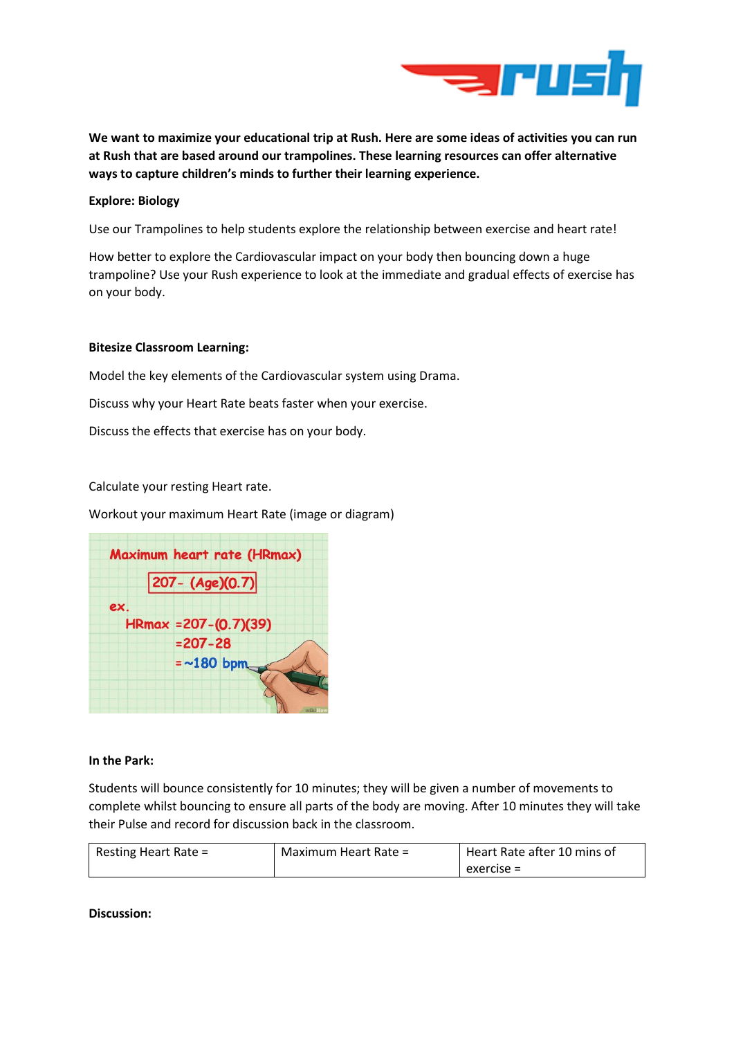**We want to maximize your educational trip at Rush. Here are some ideas of activities you can run at Rush that are based around our trampolines. These learning resources can offer alternative ways to capture children's minds to further their learning experience.**

**Explore: Biology**

Use our Trampolines to help students explore the relationship between exercise and heart rate!

How better to explore the Cardiovascular impact on your body then bouncing down a huge trampoline? Use your Rush experience to look at the immediate and gradual effects of exercise has on your body.

**Bitesize Classroom Learning:**

Model the key elements of the Cardiovascular system using Drama.

Discuss why your Heart Rate beats faster when your exercise.

Discuss the effects that exercise has on your body.

Calculate your resting Heart rate.

Workout your maximum Heart Rate (image or diagram)

Maximum heart rate (HRmax)

$$207 - (Age)(0.7)$$

ex.

$$HRmax = 207 - (0.7)(39) = 207 - 28 = \sim 180 \text{ bpm}$$

**In the Park:**

Students will bounce consistently for 10 minutes; they will be given a number of movements to complete whilst bouncing to ensure all parts of the body are moving. After 10 minutes they will take their Pulse and record for discussion back in the classroom.

| Resting Heart Rate = | Maximum Heart Rate = | Heart Rate after 10 mins of exercise = |
|---|---|---|

**Discussion:**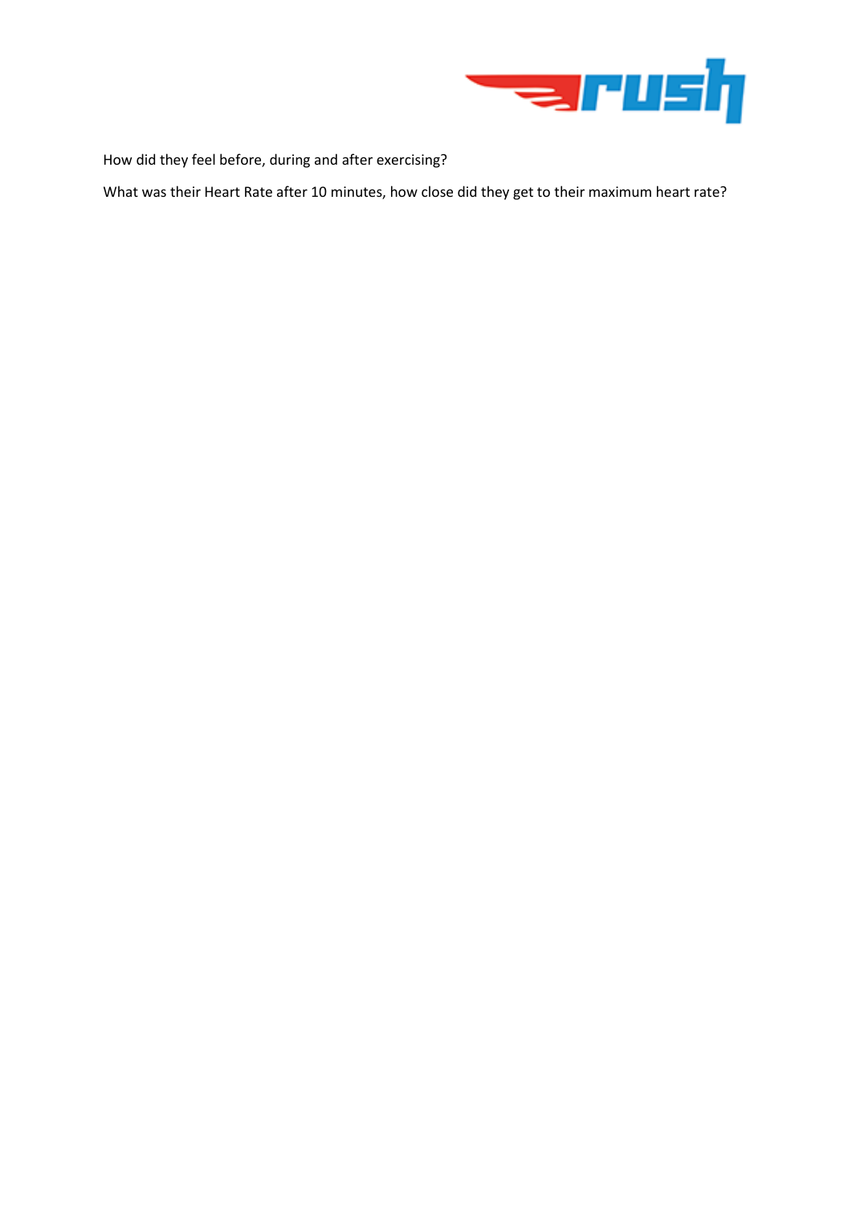How did they feel before, during and after exercising?

What was their Heart Rate after 10 minutes, how close did they get to their maximum heart rate?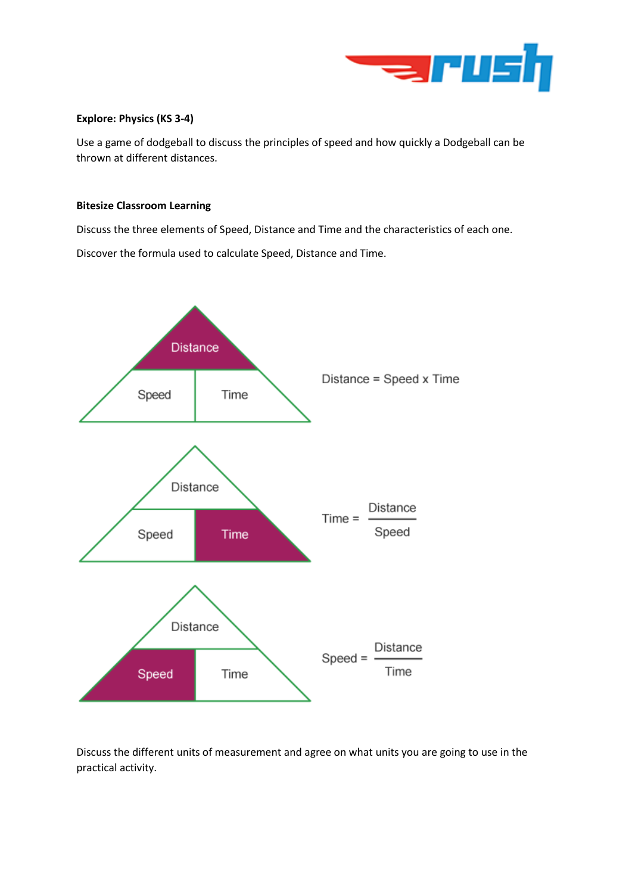**Explore: Physics (KS 3-4)**

Use a game of dodgeball to discuss the principles of speed and how quickly a Dodgeball can be thrown at different distances.

**Bitesize Classroom Learning**

Discuss the three elements of Speed, Distance and Time and the characteristics of each one.

Discover the formula used to calculate Speed, Distance and Time.

Distance = Speed x Time

$$\text{Time} = \frac{\text{Distance}}{\text{Speed}}$$

$$\text{Speed} = \frac{\text{Distance}}{\text{Time}}$$

Discuss the different units of measurement and agree on what units you are going to use in the practical activity.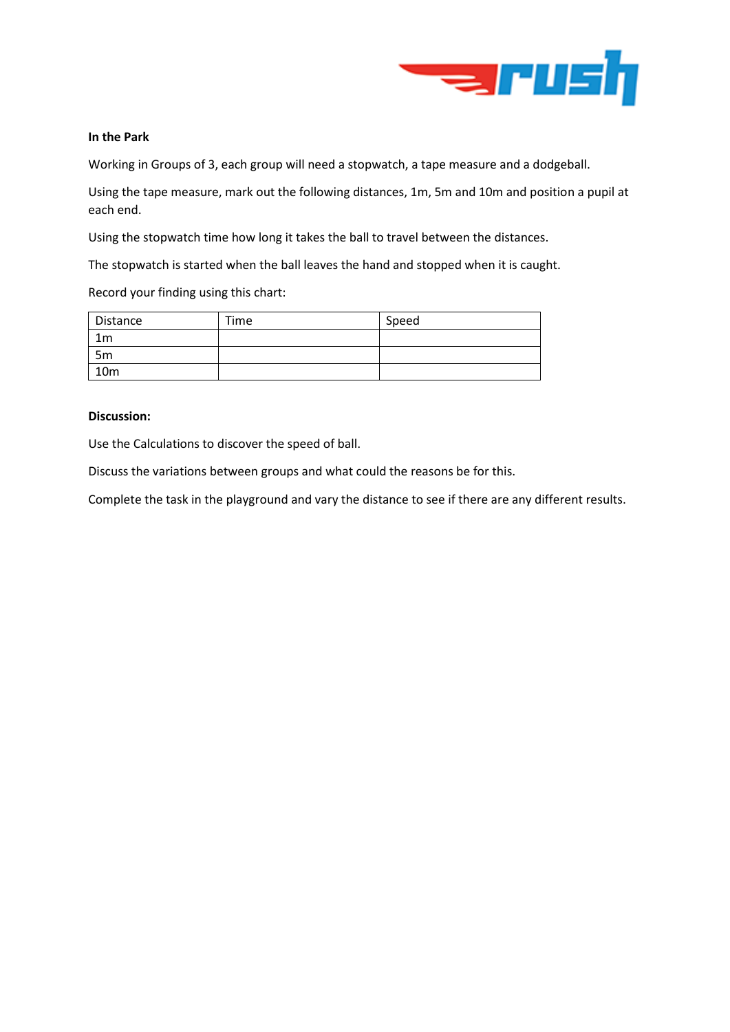**In the Park**

Working in Groups of 3, each group will need a stopwatch, a tape measure and a dodgeball.

Using the tape measure, mark out the following distances, 1m, 5m and 10m and position a pupil at each end.

Using the stopwatch time how long it takes the ball to travel between the distances.

The stopwatch is started when the ball leaves the hand and stopped when it is caught.

Record your finding using this chart:

| Distance | Time | Speed |
|---|---|---|
| 1m | | |
| 5m | | |
| 10m | | |

**Discussion:**

Use the Calculations to discover the speed of ball.

Discuss the variations between groups and what could the reasons be for this.

Complete the task in the playground and vary the distance to see if there are any different results.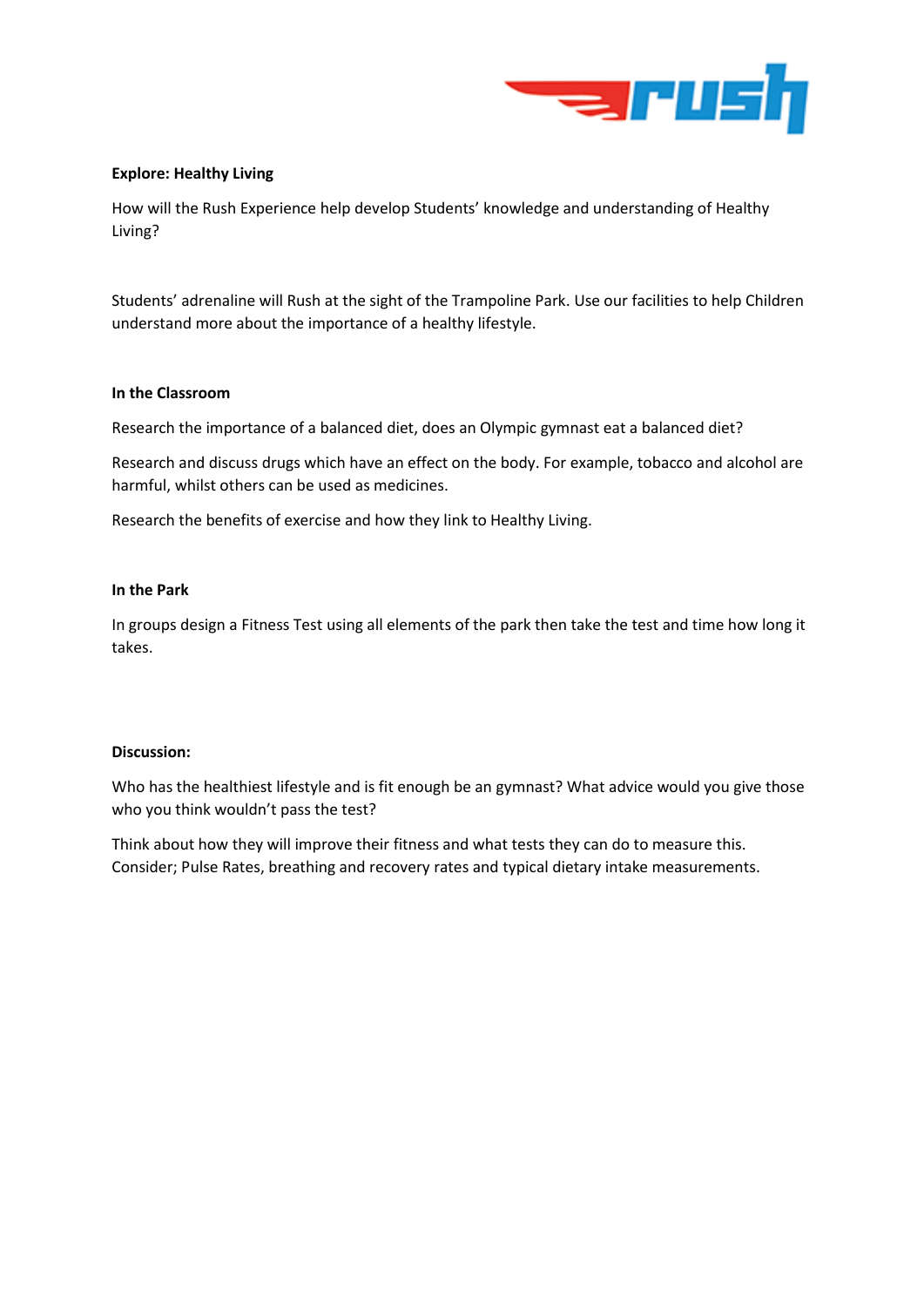**Explore: Healthy Living**

How will the Rush Experience help develop Students' knowledge and understanding of Healthy Living?

Students' adrenaline will Rush at the sight of the Trampoline Park. Use our facilities to help Children understand more about the importance of a healthy lifestyle.

**In the Classroom**

Research the importance of a balanced diet, does an Olympic gymnast eat a balanced diet?

Research and discuss drugs which have an effect on the body. For example, tobacco and alcohol are harmful, whilst others can be used as medicines.

Research the benefits of exercise and how they link to Healthy Living.

**In the Park**

In groups design a Fitness Test using all elements of the park then take the test and time how long it takes.

**Discussion:**

Who has the healthiest lifestyle and is fit enough be an gymnast? What advice would you give those who you think wouldn't pass the test?

Think about how they will improve their fitness and what tests they can do to measure this. Consider; Pulse Rates, breathing and recovery rates and typical dietary intake measurements.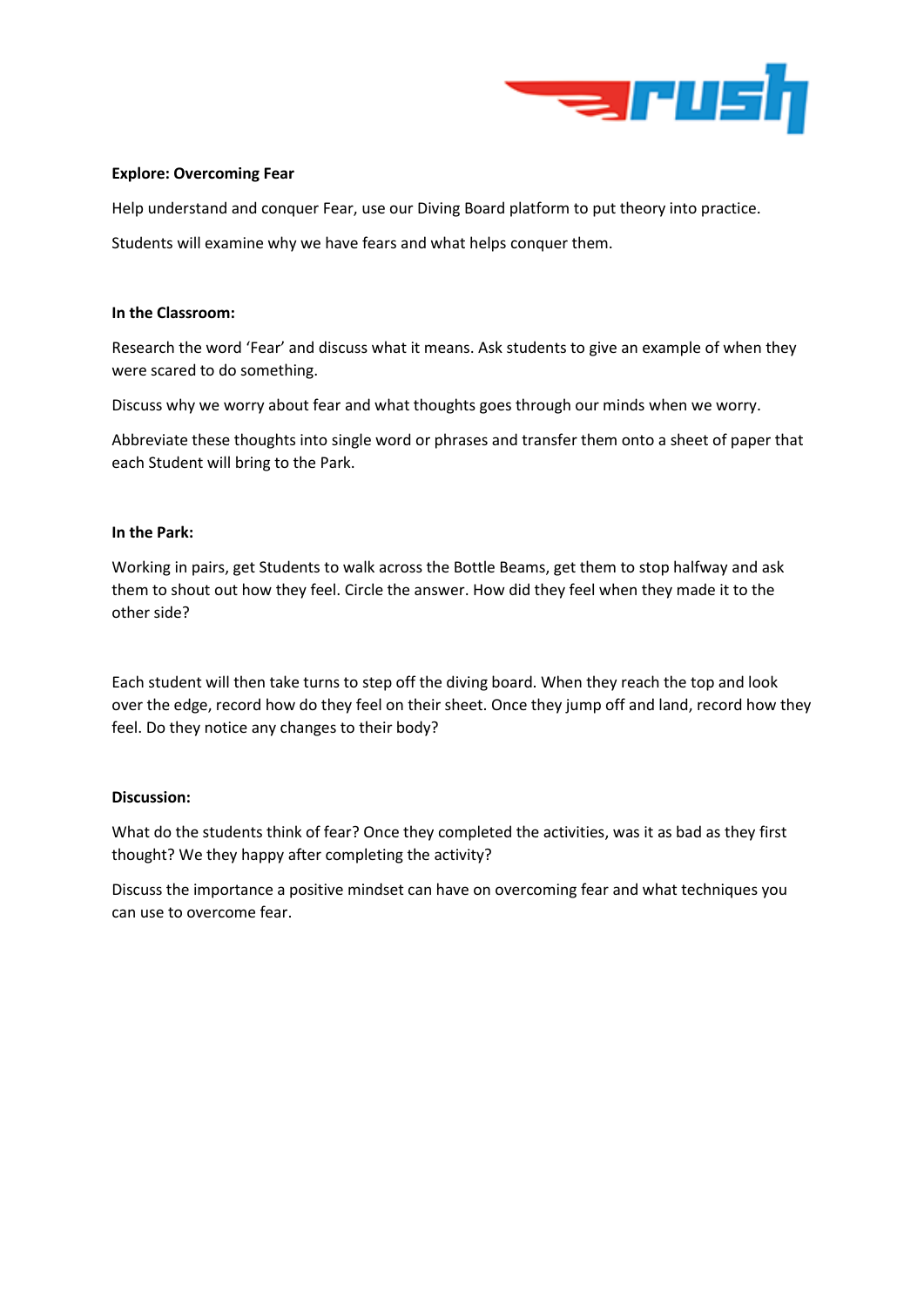**Explore: Overcoming Fear**

Help understand and conquer Fear, use our Diving Board platform to put theory into practice.

Students will examine why we have fears and what helps conquer them.

**In the Classroom:**

Research the word 'Fear' and discuss what it means. Ask students to give an example of when they were scared to do something.

Discuss why we worry about fear and what thoughts goes through our minds when we worry.

Abbreviate these thoughts into single word or phrases and transfer them onto a sheet of paper that each Student will bring to the Park.

**In the Park:**

Working in pairs, get Students to walk across the Bottle Beams, get them to stop halfway and ask them to shout out how they feel. Circle the answer. How did they feel when they made it to the other side?

Each student will then take turns to step off the diving board. When they reach the top and look over the edge, record how do they feel on their sheet. Once they jump off and land, record how they feel. Do they notice any changes to their body?

**Discussion:**

What do the students think of fear? Once they completed the activities, was it as bad as they first thought? We they happy after completing the activity?

Discuss the importance a positive mindset can have on overcoming fear and what techniques you can use to overcome fear.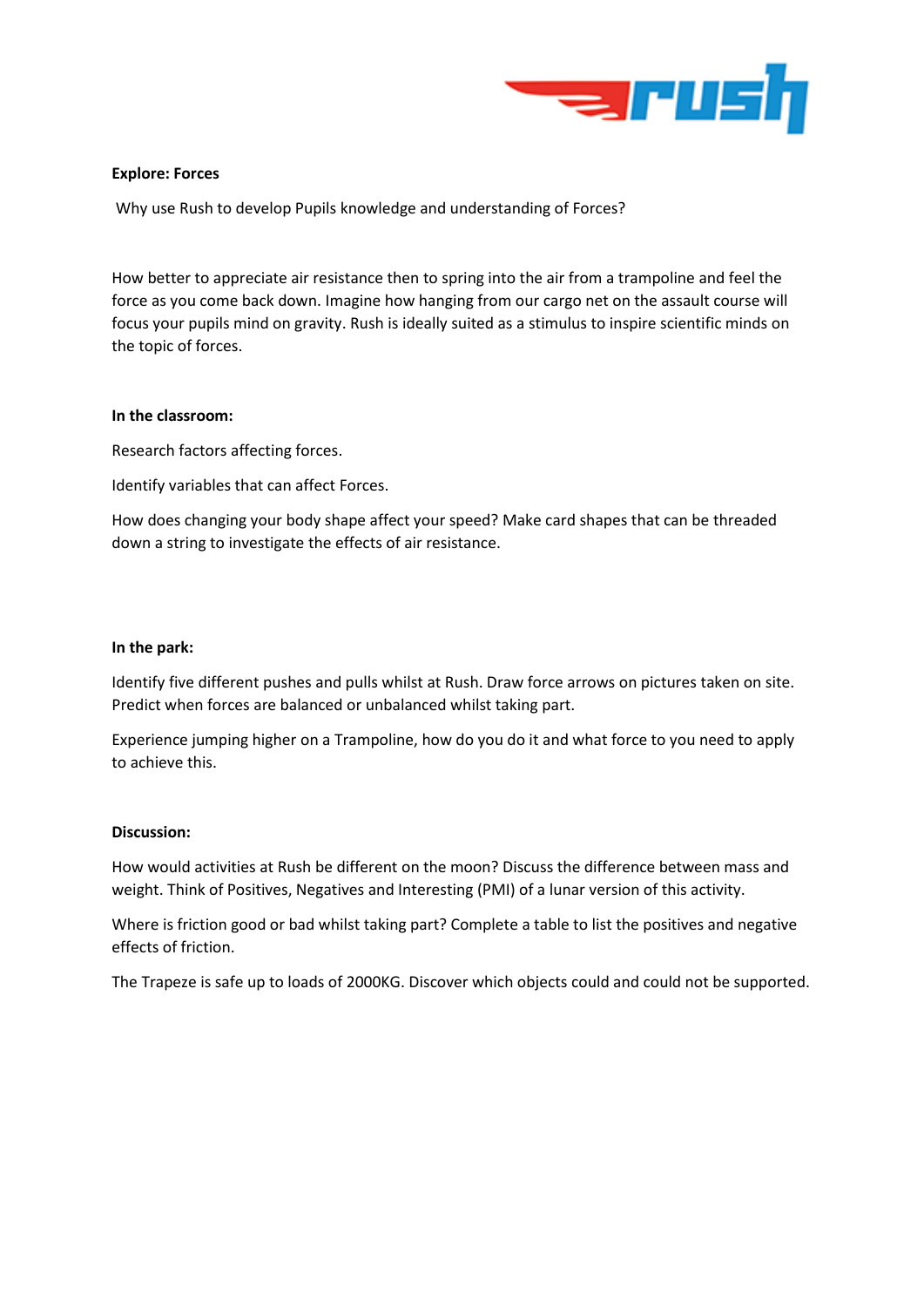**Explore: Forces**

Why use Rush to develop Pupils knowledge and understanding of Forces?

How better to appreciate air resistance then to spring into the air from a trampoline and feel the force as you come back down. Imagine how hanging from our cargo net on the assault course will focus your pupils mind on gravity. Rush is ideally suited as a stimulus to inspire scientific minds on the topic of forces.

**In the classroom:**

Research factors affecting forces.

Identify variables that can affect Forces.

How does changing your body shape affect your speed? Make card shapes that can be threaded down a string to investigate the effects of air resistance.

**In the park:**

Identify five different pushes and pulls whilst at Rush. Draw force arrows on pictures taken on site. Predict when forces are balanced or unbalanced whilst taking part.

Experience jumping higher on a Trampoline, how do you do it and what force to you need to apply to achieve this.

**Discussion:**

How would activities at Rush be different on the moon? Discuss the difference between mass and weight. Think of Positives, Negatives and Interesting (PMI) of a lunar version of this activity.

Where is friction good or bad whilst taking part? Complete a table to list the positives and negative effects of friction.

The Trapeze is safe up to loads of 2000KG. Discover which objects could and could not be supported.